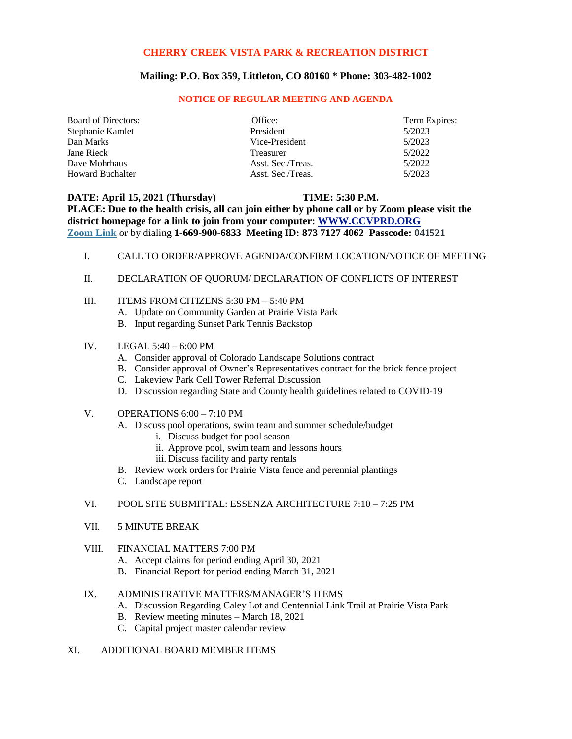# CHERRY CREEK VISTA PARK & RECREATION DISTRICT

**Mailing: P.O. Box 359, Littleton, CO 80160 * Phone: 303-482-1002**

## NOTICE OF REGULAR MEETING AND AGENDA

| Board of Directors: | Office: | Term Expires: |
|---|---|---|
| Stephanie Kamlet | President | 5/2023 |
| Dan Marks | Vice-President | 5/2023 |
| Jane Rieck | Treasurer | 5/2022 |
| Dave Mohrhaus | Asst. Sec./Treas. | 5/2022 |
| Howard Buchalter | Asst. Sec./Treas. | 5/2023 |

**DATE: April 15, 2021 (Thursday)** **TIME: 5:30 P.M.**
**PLACE: Due to the health crisis, all can join either by phone call or by Zoom please visit the district homepage for a link to join from your computer: WWW.CCVPRD.ORG**
**Zoom Link** or by dialing **1-669-900-6833 Meeting ID: 873 7127 4062 Passcode: 041521**

I. CALL TO ORDER/APPROVE AGENDA/CONFIRM LOCATION/NOTICE OF MEETING

II. DECLARATION OF QUORUM/ DECLARATION OF CONFLICTS OF INTEREST

III. ITEMS FROM CITIZENS 5:30 PM – 5:40 PM
  A. Update on Community Garden at Prairie Vista Park
  B. Input regarding Sunset Park Tennis Backstop

IV. LEGAL 5:40 – 6:00 PM
  A. Consider approval of Colorado Landscape Solutions contract
  B. Consider approval of Owner's Representatives contract for the brick fence project
  C. Lakeview Park Cell Tower Referral Discussion
  D. Discussion regarding State and County health guidelines related to COVID-19

V. OPERATIONS 6:00 – 7:10 PM
  A. Discuss pool operations, swim team and summer schedule/budget
    i. Discuss budget for pool season
    ii. Approve pool, swim team and lessons hours
    iii. Discuss facility and party rentals
  B. Review work orders for Prairie Vista fence and perennial plantings
  C. Landscape report

VI. POOL SITE SUBMITTAL: ESSENZA ARCHITECTURE 7:10 – 7:25 PM

VII. 5 MINUTE BREAK

VIII. FINANCIAL MATTERS 7:00 PM
  A. Accept claims for period ending April 30, 2021
  B. Financial Report for period ending March 31, 2021

IX. ADMINISTRATIVE MATTERS/MANAGER'S ITEMS
  A. Discussion Regarding Caley Lot and Centennial Link Trail at Prairie Vista Park
  B. Review meeting minutes – March 18, 2021
  C. Capital project master calendar review

XI. ADDITIONAL BOARD MEMBER ITEMS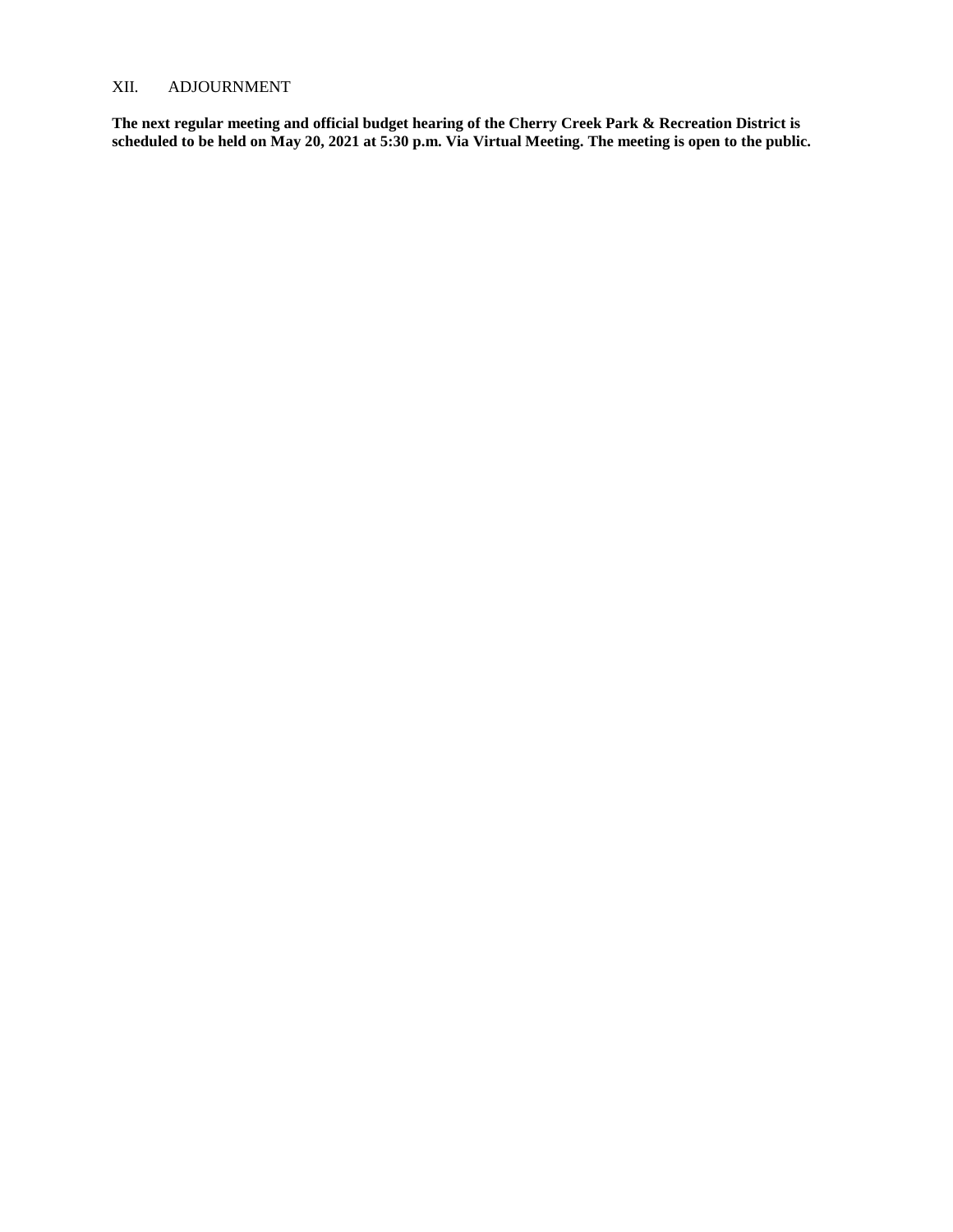XII. ADJOURNMENT

**The next regular meeting and official budget hearing of the Cherry Creek Park & Recreation District is scheduled to be held on May 20, 2021 at 5:30 p.m. Via Virtual Meeting. The meeting is open to the public.**